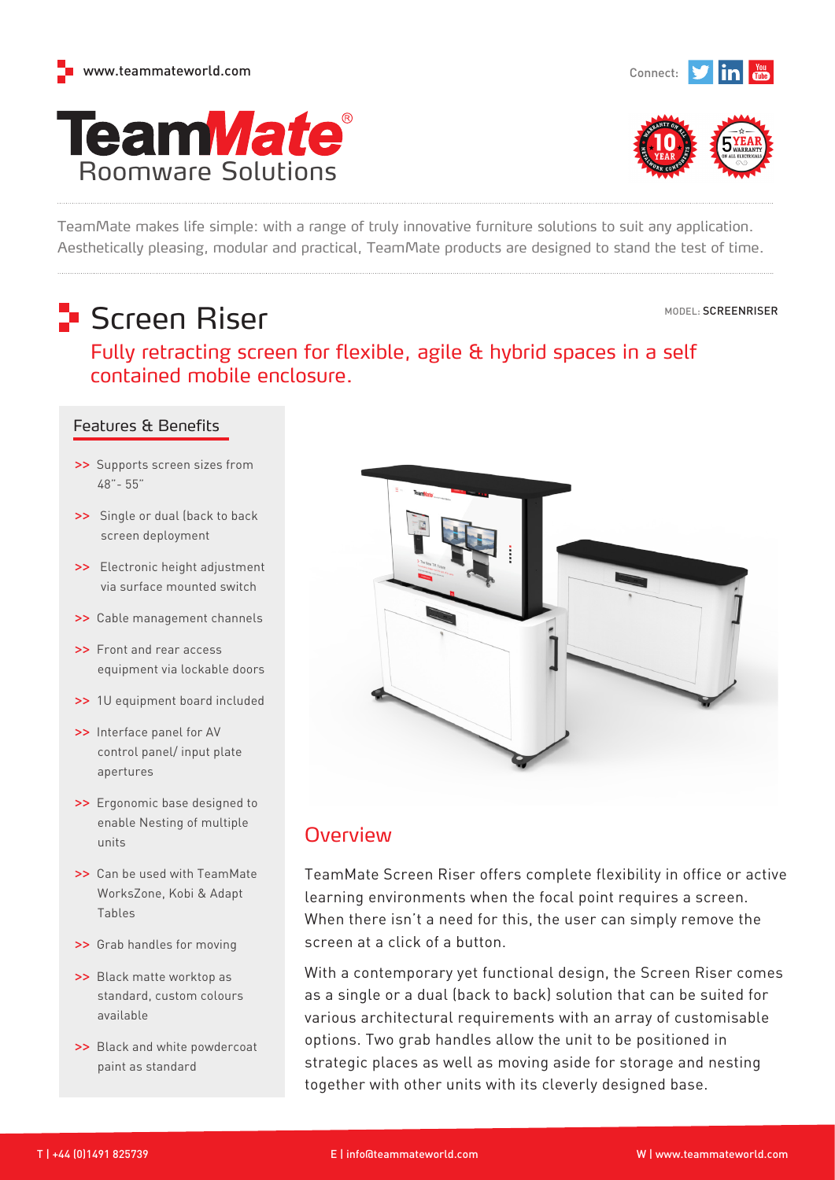www.teammateworld.com

Connect:

# TeamMate® Roomware Solutions

TeamMate makes life simple: with a range of truly innovative furniture solutions to suit any application. Aesthetically pleasing, modular and practical, TeamMate products are designed to stand the test of time.

# Screen Riser

MODEL: SCREENRISER

## Fully retracting screen for flexible, agile & hybrid spaces in a self contained mobile enclosure.

### Features & Benefits

- >> Supports screen sizes from 48"- 55"
- >> Single or dual (back to back screen deployment
- >> Electronic height adjustment via surface mounted switch
- >> Cable management channels
- >> Front and rear access equipment via lockable doors
- >> 1U equipment board included
- >> Interface panel for AV control panel/ input plate apertures
- >> Ergonomic base designed to enable Nesting of multiple units
- >> Can be used with TeamMate WorksZone, Kobi & Adapt Tables
- >> Grab handles for moving
- >> Black matte worktop as standard, custom colours available
- >> Black and white powdercoat paint as standard

## Overview

TeamMate Screen Riser offers complete flexibility in office or active learning environments when the focal point requires a screen. When there isn't a need for this, the user can simply remove the screen at a click of a button.

With a contemporary yet functional design, the Screen Riser comes as a single or a dual (back to back) solution that can be suited for various architectural requirements with an array of customisable options. Two grab handles allow the unit to be positioned in strategic places as well as moving aside for storage and nesting together with other units with its cleverly designed base.

T | +44 (0)1491 825739 E | info@teammateworld.com W | www.teammateworld.com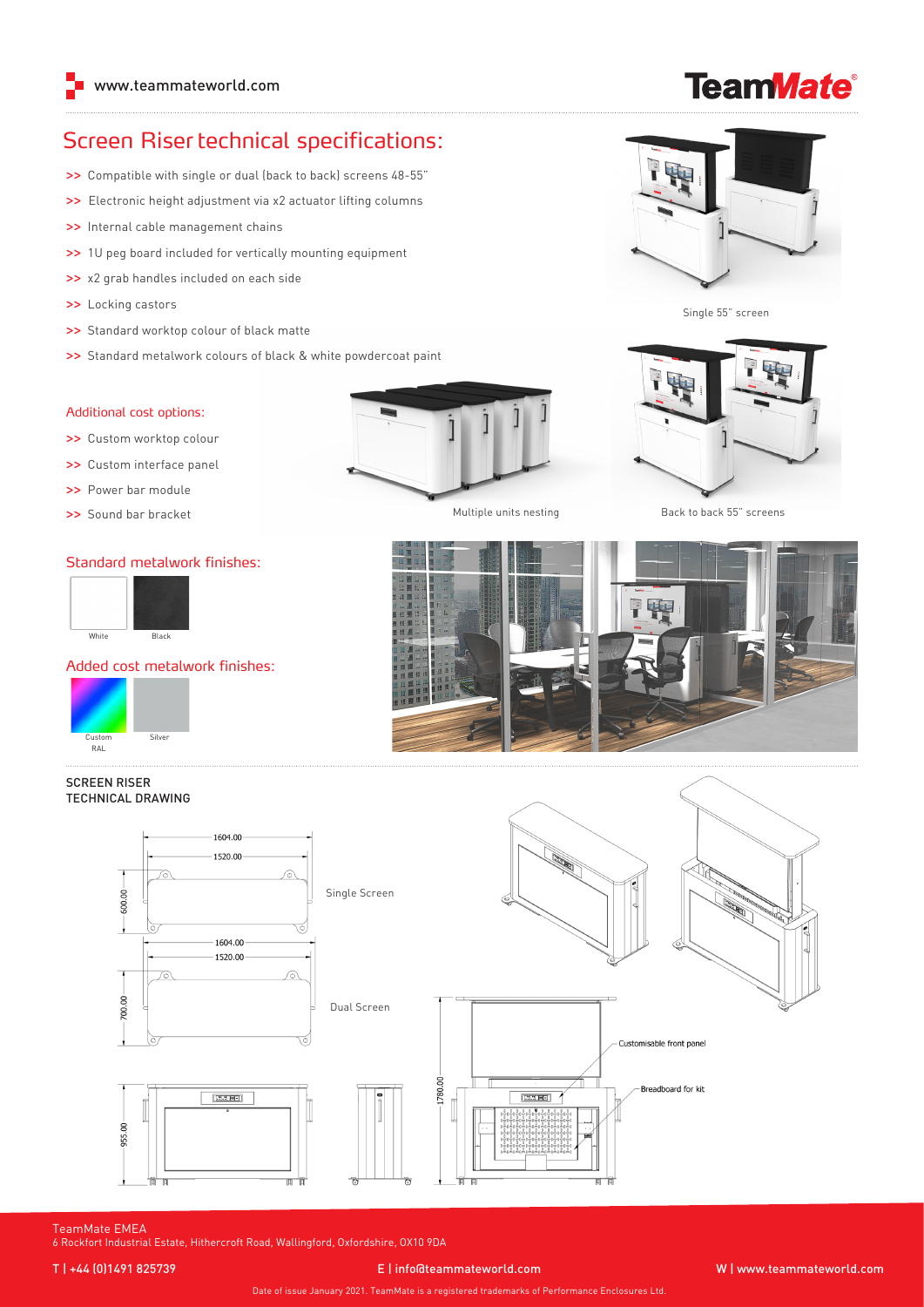www.teammateworld.com

TeamMate®

# Screen Riser technical specifications:

- >> Compatible with single or dual (back to back) screens 48-55"
- >> Electronic height adjustment via x2 actuator lifting columns
- >> Internal cable management chains
- >> 1U peg board included for vertically mounting equipment
- >> x2 grab handles included on each side
- >> Locking castors
- >> Standard worktop colour of black matte
- >> Standard metalwork colours of black & white powdercoat paint

Single 55" screen

### Additional cost options:

- >> Custom worktop colour
- >> Custom interface panel
- >> Power bar module
- >> Sound bar bracket

Multiple units nesting

Back to back 55" screens

### Standard metalwork finishes:

White

Black

### Added cost metalwork finishes:

Custom RAL

Silver

## SCREEN RISER TECHNICAL DRAWING

1604.00

1520.00

600.00

Single Screen

1604.00

1520.00

700.00

Dual Screen

955.00

1780.00

Customisable front panel

Breadboard for kit

TeamMate EMEA
6 Rockfort Industrial Estate, Hithercroft Road, Wallingford, Oxfordshire, OX10 9DA

T | +44 (0)1491 825739

E | info@teammateworld.com

W | www.teammateworld.com

Date of issue January 2021. TeamMate is a registered trademarks of Performance Enclosures Ltd.